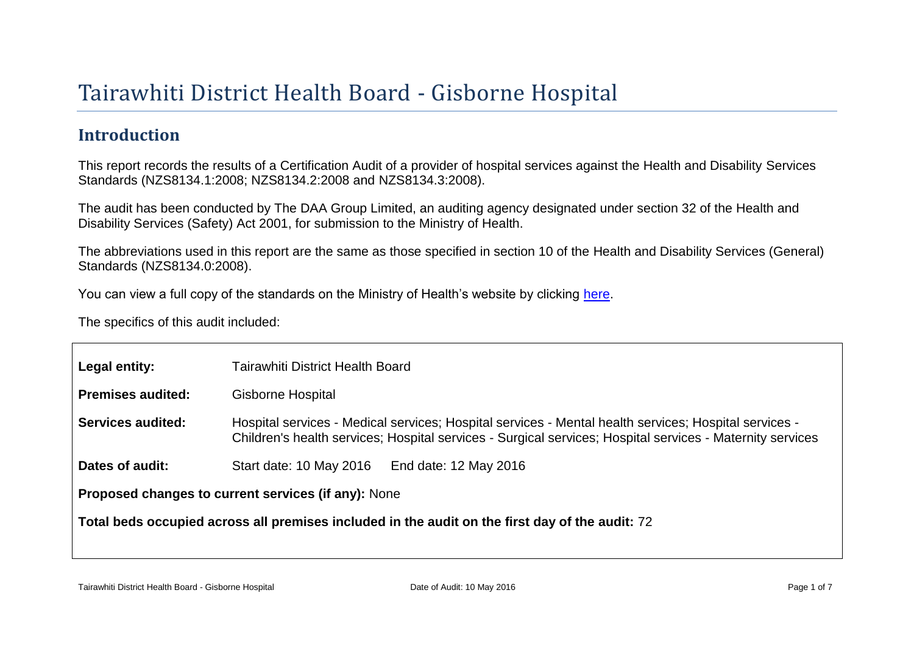# Tairawhiti District Health Board - Gisborne Hospital

## Introduction

This report records the results of a Certification Audit of a provider of hospital services against the Health and Disability Services Standards (NZS8134.1:2008; NZS8134.2:2008 and NZS8134.3:2008).

The audit has been conducted by The DAA Group Limited, an auditing agency designated under section 32 of the Health and Disability Services (Safety) Act 2001, for submission to the Ministry of Health.

The abbreviations used in this report are the same as those specified in section 10 of the Health and Disability Services (General) Standards (NZS8134.0:2008).

You can view a full copy of the standards on the Ministry of Health's website by clicking here.

The specifics of this audit included:

| | |
|---|---|
| **Legal entity:** | Tairawhiti District Health Board |
| **Premises audited:** | Gisborne Hospital |
| **Services audited:** | Hospital services - Medical services; Hospital services - Mental health services; Hospital services - Children's health services; Hospital services - Surgical services; Hospital services - Maternity services |
| **Dates of audit:** | Start date: 10 May 2016 End date: 12 May 2016 |

**Proposed changes to current services (if any):** None

**Total beds occupied across all premises included in the audit on the first day of the audit:** 72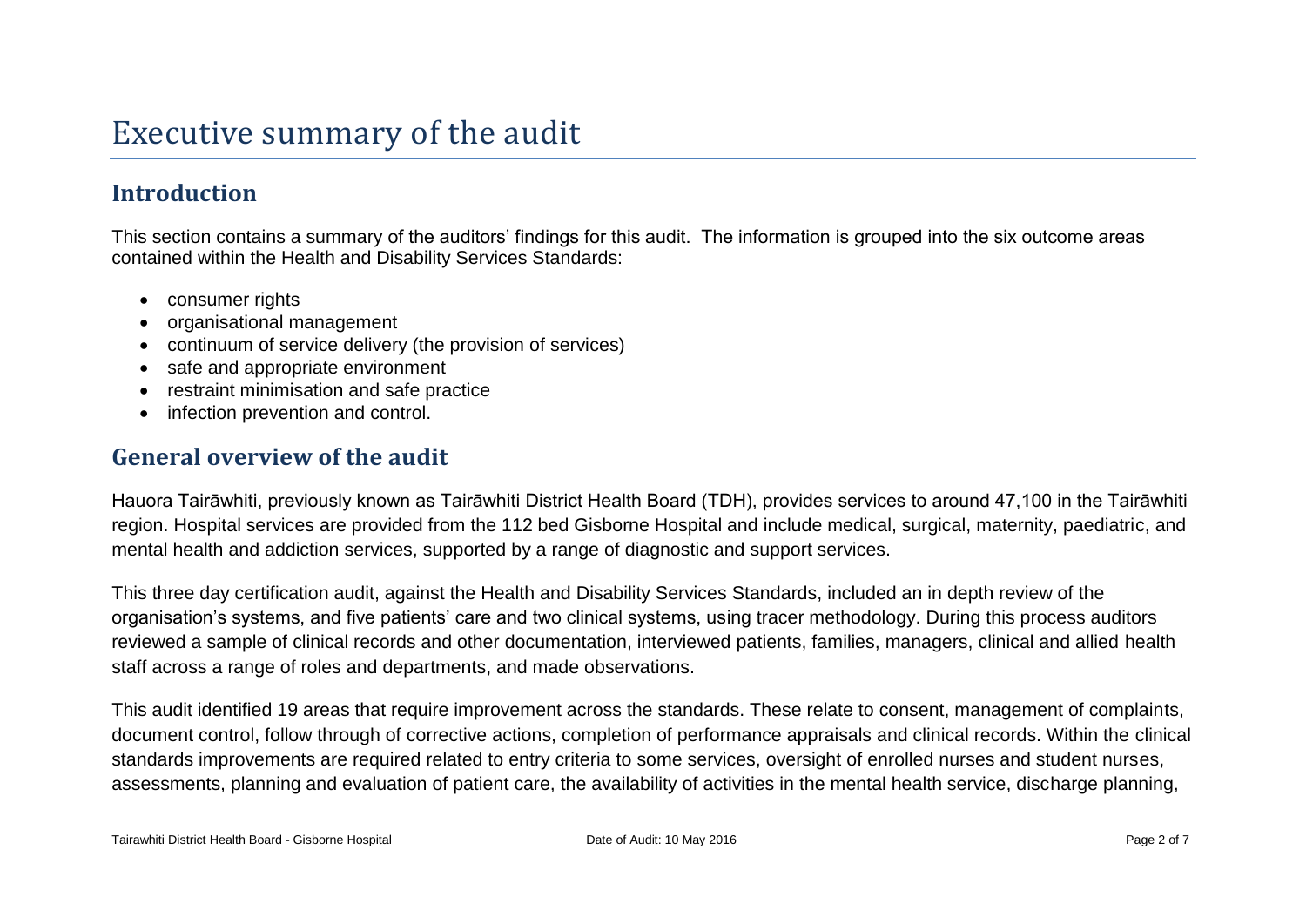# Executive summary of the audit

## Introduction

This section contains a summary of the auditors' findings for this audit. The information is grouped into the six outcome areas contained within the Health and Disability Services Standards:

- consumer rights
- organisational management
- continuum of service delivery (the provision of services)
- safe and appropriate environment
- restraint minimisation and safe practice
- infection prevention and control.

## General overview of the audit

Hauora Tairāwhiti, previously known as Tairāwhiti District Health Board (TDH), provides services to around 47,100 in the Tairāwhiti region. Hospital services are provided from the 112 bed Gisborne Hospital and include medical, surgical, maternity, paediatric, and mental health and addiction services, supported by a range of diagnostic and support services.

This three day certification audit, against the Health and Disability Services Standards, included an in depth review of the organisation's systems, and five patients' care and two clinical systems, using tracer methodology. During this process auditors reviewed a sample of clinical records and other documentation, interviewed patients, families, managers, clinical and allied health staff across a range of roles and departments, and made observations.

This audit identified 19 areas that require improvement across the standards. These relate to consent, management of complaints, document control, follow through of corrective actions, completion of performance appraisals and clinical records. Within the clinical standards improvements are required related to entry criteria to some services, oversight of enrolled nurses and student nurses, assessments, planning and evaluation of patient care, the availability of activities in the mental health service, discharge planning,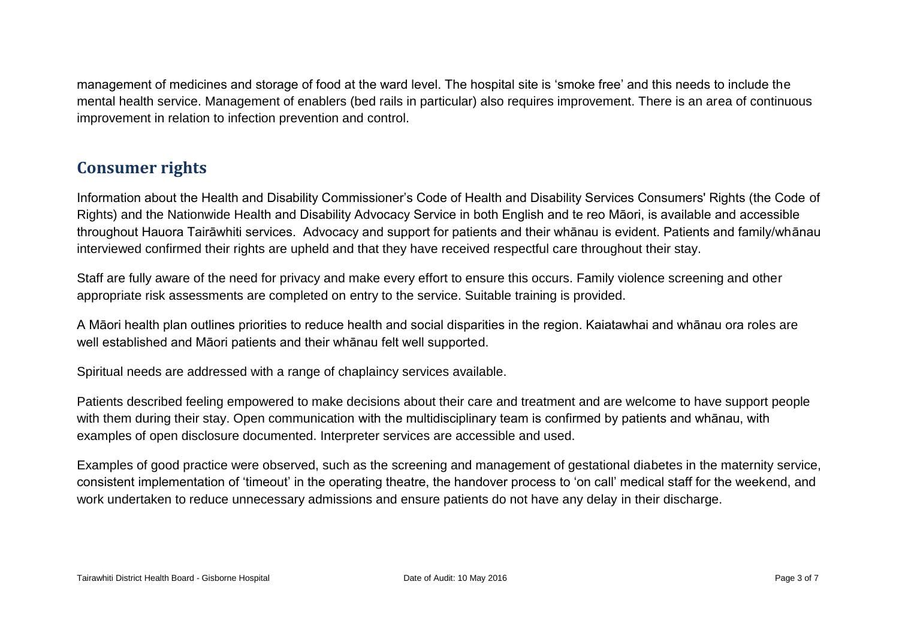management of medicines and storage of food at the ward level. The hospital site is 'smoke free' and this needs to include the mental health service. Management of enablers (bed rails in particular) also requires improvement. There is an area of continuous improvement in relation to infection prevention and control.

## Consumer rights

Information about the Health and Disability Commissioner's Code of Health and Disability Services Consumers' Rights (the Code of Rights) and the Nationwide Health and Disability Advocacy Service in both English and te reo Māori, is available and accessible throughout Hauora Tairāwhiti services. Advocacy and support for patients and their whānau is evident. Patients and family/whānau interviewed confirmed their rights are upheld and that they have received respectful care throughout their stay.

Staff are fully aware of the need for privacy and make every effort to ensure this occurs. Family violence screening and other appropriate risk assessments are completed on entry to the service. Suitable training is provided.

A Māori health plan outlines priorities to reduce health and social disparities in the region. Kaiatawhai and whānau ora roles are well established and Māori patients and their whānau felt well supported.

Spiritual needs are addressed with a range of chaplaincy services available.

Patients described feeling empowered to make decisions about their care and treatment and are welcome to have support people with them during their stay. Open communication with the multidisciplinary team is confirmed by patients and whānau, with examples of open disclosure documented. Interpreter services are accessible and used.

Examples of good practice were observed, such as the screening and management of gestational diabetes in the maternity service, consistent implementation of 'timeout' in the operating theatre, the handover process to 'on call' medical staff for the weekend, and work undertaken to reduce unnecessary admissions and ensure patients do not have any delay in their discharge.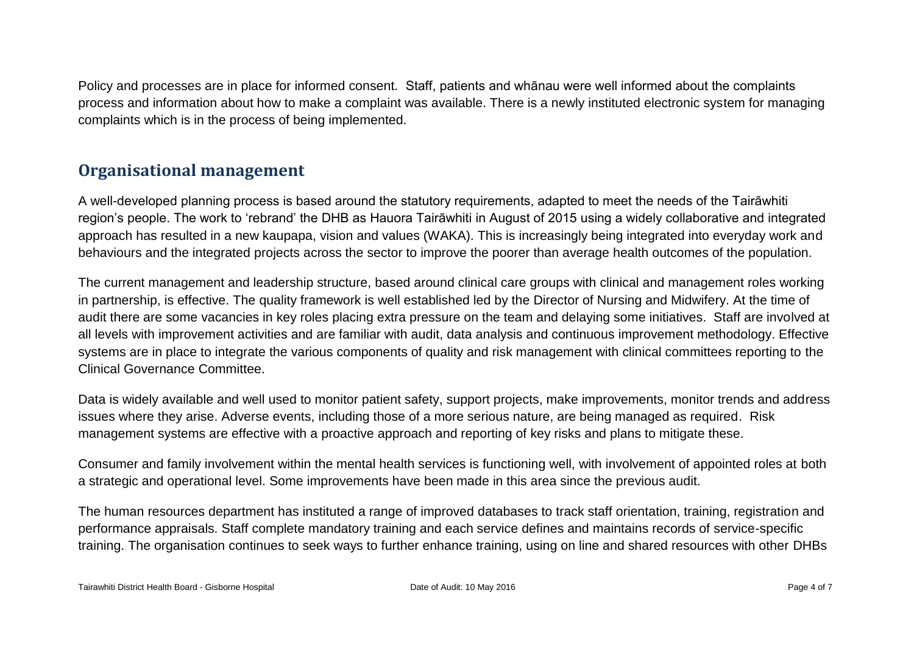Policy and processes are in place for informed consent. Staff, patients and whānau were well informed about the complaints process and information about how to make a complaint was available. There is a newly instituted electronic system for managing complaints which is in the process of being implemented.

## Organisational management

A well-developed planning process is based around the statutory requirements, adapted to meet the needs of the Tairāwhiti region's people. The work to 'rebrand' the DHB as Hauora Tairāwhiti in August of 2015 using a widely collaborative and integrated approach has resulted in a new kaupapa, vision and values (WAKA). This is increasingly being integrated into everyday work and behaviours and the integrated projects across the sector to improve the poorer than average health outcomes of the population.

The current management and leadership structure, based around clinical care groups with clinical and management roles working in partnership, is effective. The quality framework is well established led by the Director of Nursing and Midwifery. At the time of audit there are some vacancies in key roles placing extra pressure on the team and delaying some initiatives. Staff are involved at all levels with improvement activities and are familiar with audit, data analysis and continuous improvement methodology. Effective systems are in place to integrate the various components of quality and risk management with clinical committees reporting to the Clinical Governance Committee.

Data is widely available and well used to monitor patient safety, support projects, make improvements, monitor trends and address issues where they arise. Adverse events, including those of a more serious nature, are being managed as required. Risk management systems are effective with a proactive approach and reporting of key risks and plans to mitigate these.

Consumer and family involvement within the mental health services is functioning well, with involvement of appointed roles at both a strategic and operational level. Some improvements have been made in this area since the previous audit.

The human resources department has instituted a range of improved databases to track staff orientation, training, registration and performance appraisals. Staff complete mandatory training and each service defines and maintains records of service-specific training. The organisation continues to seek ways to further enhance training, using on line and shared resources with other DHBs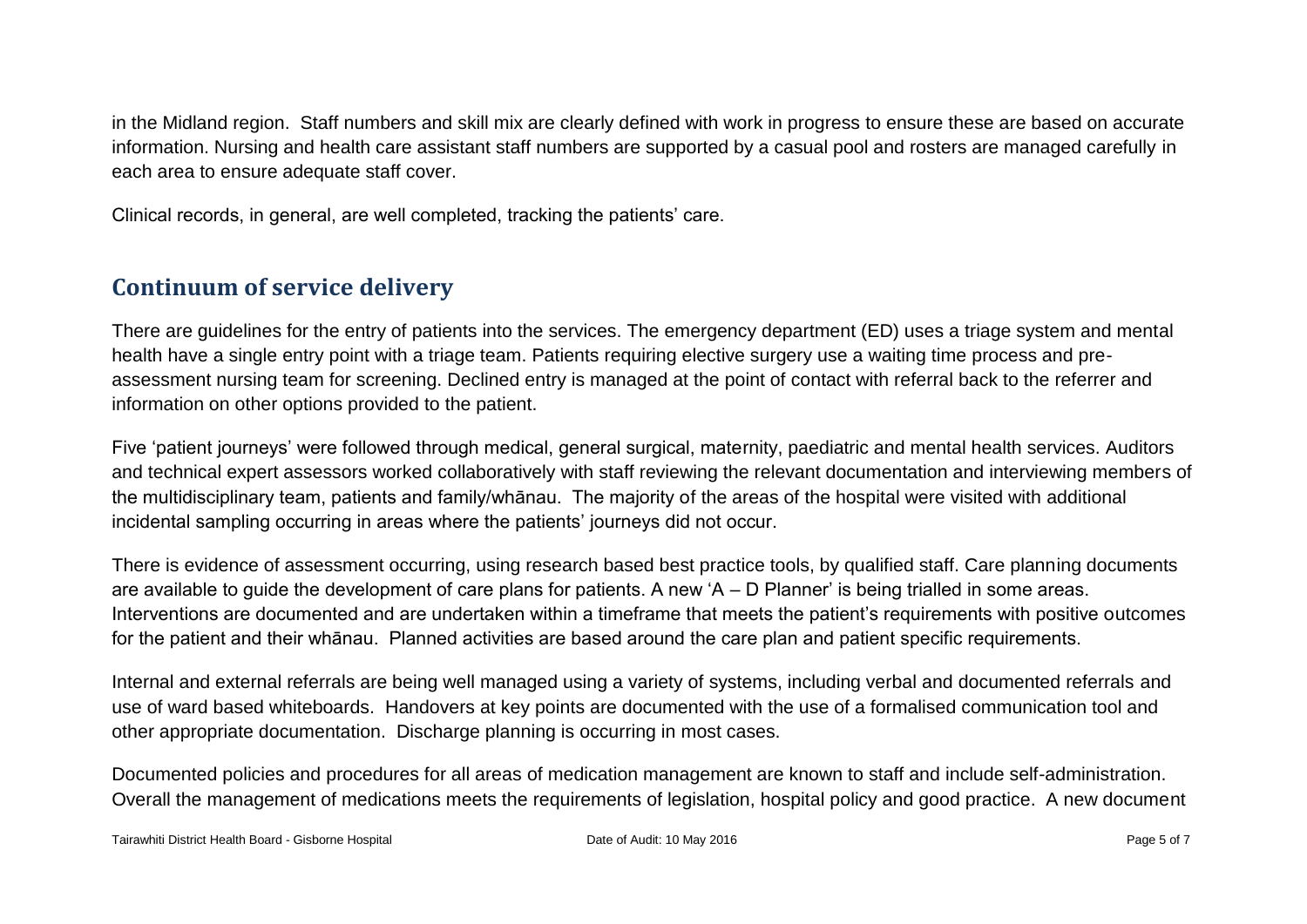in the Midland region. Staff numbers and skill mix are clearly defined with work in progress to ensure these are based on accurate information. Nursing and health care assistant staff numbers are supported by a casual pool and rosters are managed carefully in each area to ensure adequate staff cover.

Clinical records, in general, are well completed, tracking the patients' care.

## Continuum of service delivery

There are guidelines for the entry of patients into the services. The emergency department (ED) uses a triage system and mental health have a single entry point with a triage team. Patients requiring elective surgery use a waiting time process and pre-assessment nursing team for screening. Declined entry is managed at the point of contact with referral back to the referrer and information on other options provided to the patient.

Five 'patient journeys' were followed through medical, general surgical, maternity, paediatric and mental health services. Auditors and technical expert assessors worked collaboratively with staff reviewing the relevant documentation and interviewing members of the multidisciplinary team, patients and family/whānau. The majority of the areas of the hospital were visited with additional incidental sampling occurring in areas where the patients' journeys did not occur.

There is evidence of assessment occurring, using research based best practice tools, by qualified staff. Care planning documents are available to guide the development of care plans for patients. A new 'A – D Planner' is being trialled in some areas. Interventions are documented and are undertaken within a timeframe that meets the patient's requirements with positive outcomes for the patient and their whānau. Planned activities are based around the care plan and patient specific requirements.

Internal and external referrals are being well managed using a variety of systems, including verbal and documented referrals and use of ward based whiteboards. Handovers at key points are documented with the use of a formalised communication tool and other appropriate documentation. Discharge planning is occurring in most cases.

Documented policies and procedures for all areas of medication management are known to staff and include self-administration. Overall the management of medications meets the requirements of legislation, hospital policy and good practice. A new document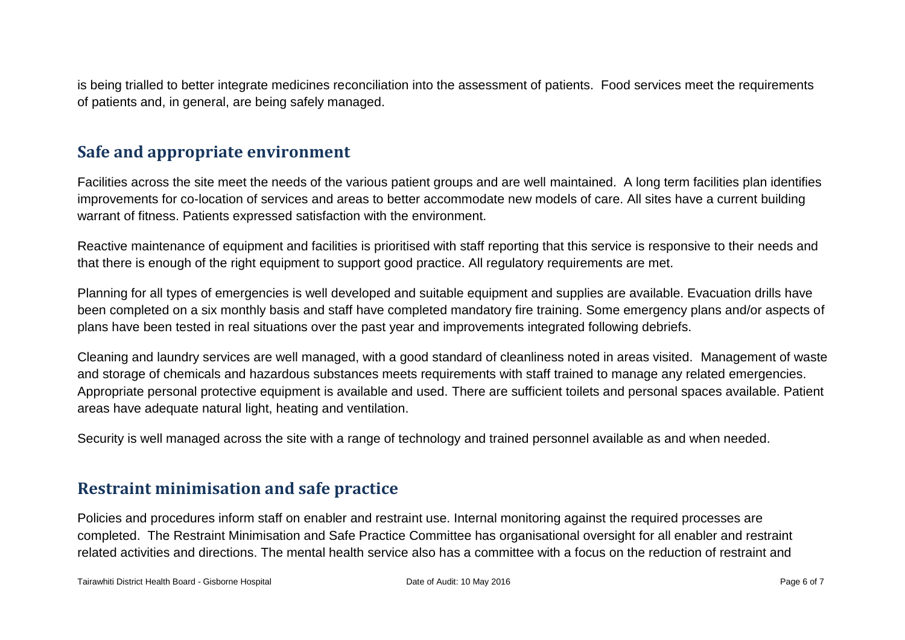is being trialled to better integrate medicines reconciliation into the assessment of patients. Food services meet the requirements of patients and, in general, are being safely managed.

## Safe and appropriate environment

Facilities across the site meet the needs of the various patient groups and are well maintained. A long term facilities plan identifies improvements for co-location of services and areas to better accommodate new models of care. All sites have a current building warrant of fitness. Patients expressed satisfaction with the environment.

Reactive maintenance of equipment and facilities is prioritised with staff reporting that this service is responsive to their needs and that there is enough of the right equipment to support good practice. All regulatory requirements are met.

Planning for all types of emergencies is well developed and suitable equipment and supplies are available. Evacuation drills have been completed on a six monthly basis and staff have completed mandatory fire training. Some emergency plans and/or aspects of plans have been tested in real situations over the past year and improvements integrated following debriefs.

Cleaning and laundry services are well managed, with a good standard of cleanliness noted in areas visited. Management of waste and storage of chemicals and hazardous substances meets requirements with staff trained to manage any related emergencies. Appropriate personal protective equipment is available and used. There are sufficient toilets and personal spaces available. Patient areas have adequate natural light, heating and ventilation.

Security is well managed across the site with a range of technology and trained personnel available as and when needed.

## Restraint minimisation and safe practice

Policies and procedures inform staff on enabler and restraint use. Internal monitoring against the required processes are completed. The Restraint Minimisation and Safe Practice Committee has organisational oversight for all enabler and restraint related activities and directions. The mental health service also has a committee with a focus on the reduction of restraint and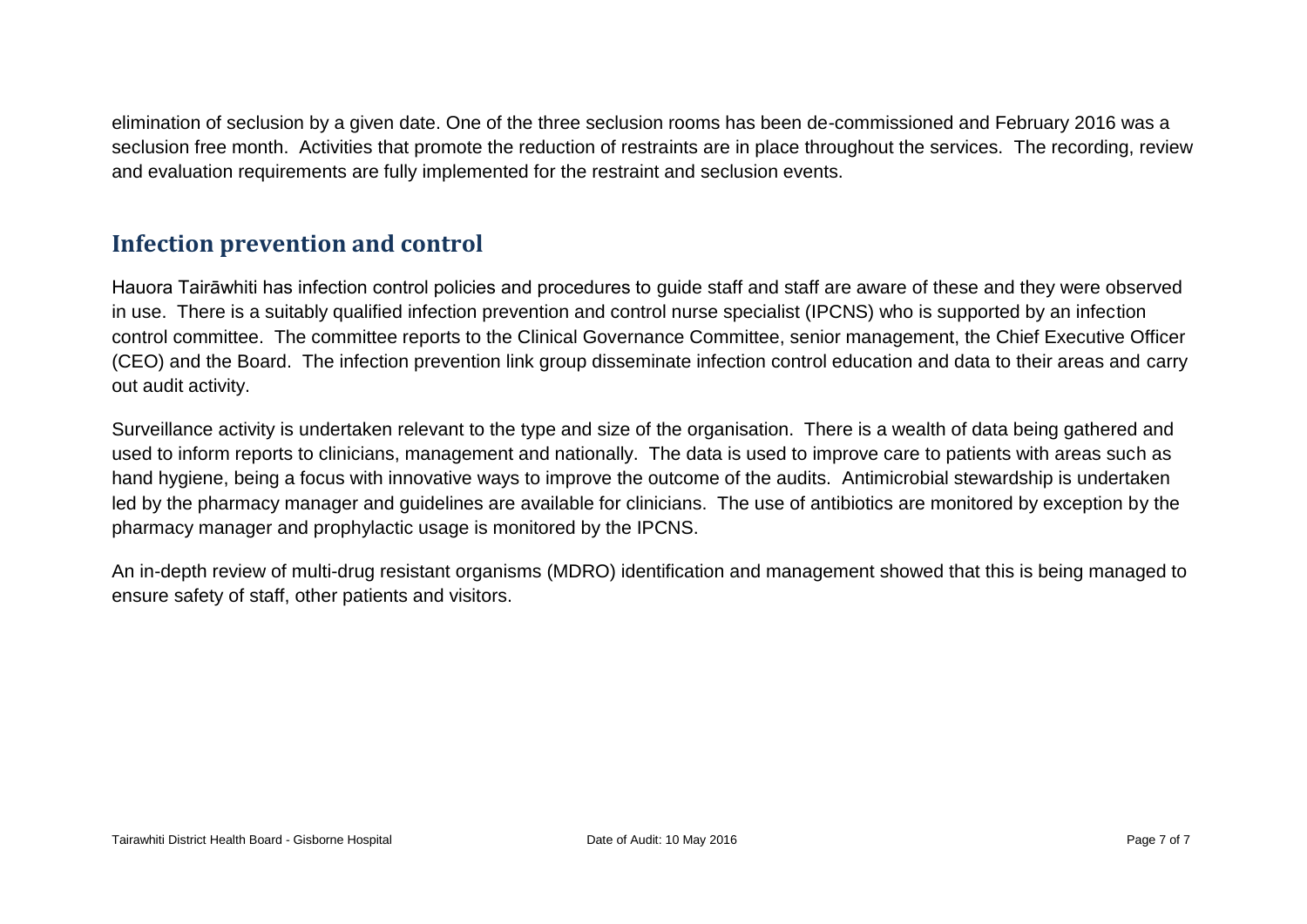elimination of seclusion by a given date. One of the three seclusion rooms has been de-commissioned and February 2016 was a seclusion free month. Activities that promote the reduction of restraints are in place throughout the services. The recording, review and evaluation requirements are fully implemented for the restraint and seclusion events.

## Infection prevention and control

Hauora Tairāwhiti has infection control policies and procedures to guide staff and staff are aware of these and they were observed in use. There is a suitably qualified infection prevention and control nurse specialist (IPCNS) who is supported by an infection control committee. The committee reports to the Clinical Governance Committee, senior management, the Chief Executive Officer (CEO) and the Board. The infection prevention link group disseminate infection control education and data to their areas and carry out audit activity.

Surveillance activity is undertaken relevant to the type and size of the organisation. There is a wealth of data being gathered and used to inform reports to clinicians, management and nationally. The data is used to improve care to patients with areas such as hand hygiene, being a focus with innovative ways to improve the outcome of the audits. Antimicrobial stewardship is undertaken led by the pharmacy manager and guidelines are available for clinicians. The use of antibiotics are monitored by exception by the pharmacy manager and prophylactic usage is monitored by the IPCNS.

An in-depth review of multi-drug resistant organisms (MDRO) identification and management showed that this is being managed to ensure safety of staff, other patients and visitors.